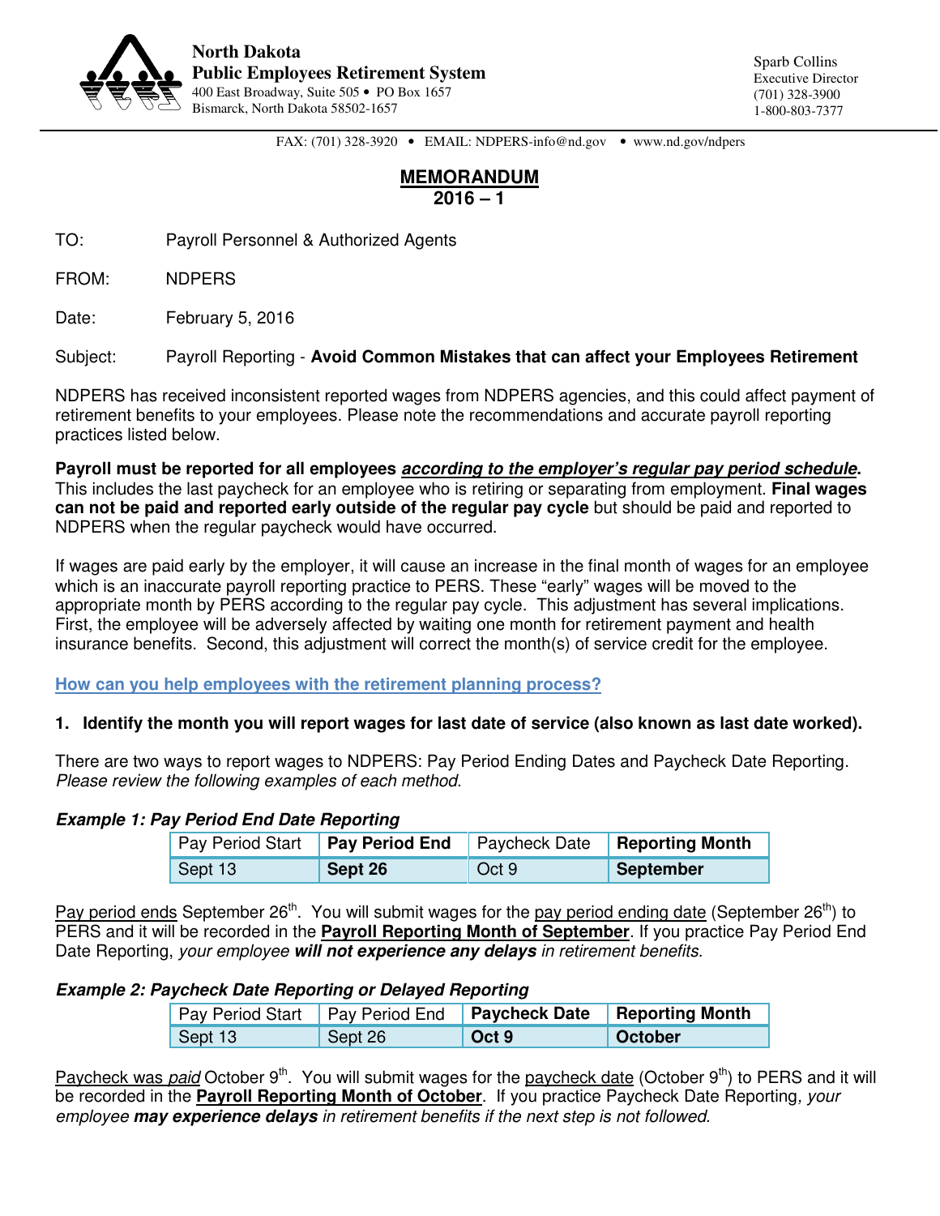**North Dakota**
**Public Employees Retirement System**
400 East Broadway, Suite 505 • PO Box 1657
Bismarck, North Dakota 58502-1657

Sparb Collins
Executive Director
(701) 328-3900
1-800-803-7377

FAX: (701) 328-3920 • EMAIL: NDPERS-info@nd.gov • www.nd.gov/ndpers

# MEMORANDUM
## 2016 – 1

TO: Payroll Personnel & Authorized Agents

FROM: NDPERS

Date: February 5, 2016

Subject: Payroll Reporting - **Avoid Common Mistakes that can affect your Employees Retirement**

NDPERS has received inconsistent reported wages from NDPERS agencies, and this could affect payment of retirement benefits to your employees. Please note the recommendations and accurate payroll reporting practices listed below.

**Payroll must be reported for all employees *according to the employer's regular pay period schedule*.** This includes the last paycheck for an employee who is retiring or separating from employment. **Final wages can not be paid and reported early outside of the regular pay cycle** but should be paid and reported to NDPERS when the regular paycheck would have occurred.

If wages are paid early by the employer, it will cause an increase in the final month of wages for an employee which is an inaccurate payroll reporting practice to PERS. These "early" wages will be moved to the appropriate month by PERS according to the regular pay cycle. This adjustment has several implications. First, the employee will be adversely affected by waiting one month for retirement payment and health insurance benefits. Second, this adjustment will correct the month(s) of service credit for the employee.

**How can you help employees with the retirement planning process?**

**1. Identify the month you will report wages for last date of service (also known as last date worked).**

There are two ways to report wages to NDPERS: Pay Period Ending Dates and Paycheck Date Reporting. *Please review the following examples of each method*.

***Example 1: Pay Period End Date Reporting***

| Pay Period Start | **Pay Period End** | Paycheck Date | **Reporting Month** |
|---|---|---|---|
| Sept 13 | **Sept 26** | Oct 9 | **September** |

Pay period ends September 26th. You will submit wages for the pay period ending date (September 26th) to PERS and it will be recorded in the **Payroll Reporting Month of September**. If you practice Pay Period End Date Reporting, *your employee **will not experience any delays** in retirement benefits.*

***Example 2: Paycheck Date Reporting or Delayed Reporting***

| Pay Period Start | Pay Period End | **Paycheck Date** | **Reporting Month** |
|---|---|---|---|
| Sept 13 | Sept 26 | **Oct 9** | **October** |

Paycheck was *paid* October 9th. You will submit wages for the paycheck date (October 9th) to PERS and it will be recorded in the **Payroll Reporting Month of October**. If you practice Paycheck Date Reporting*, your employee **may experience delays** in retirement benefits if the next step is not followed.*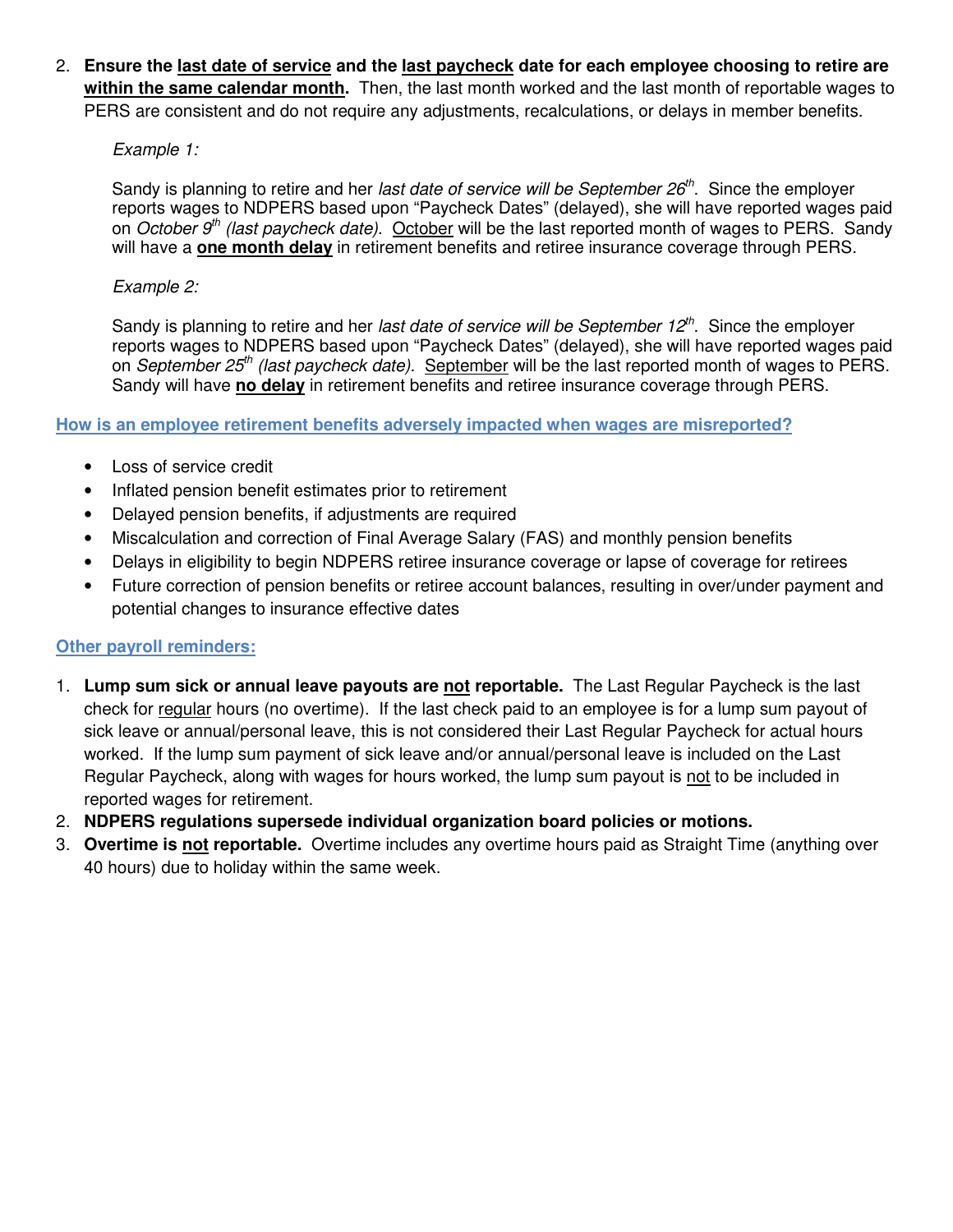2. **Ensure the last date of service and the last paycheck date for each employee choosing to retire are within the same calendar month.** Then, the last month worked and the last month of reportable wages to PERS are consistent and do not require any adjustments, recalculations, or delays in member benefits.

   *Example 1:*

   Sandy is planning to retire and her *last date of service will be September 26th*. Since the employer reports wages to NDPERS based upon "Paycheck Dates" (delayed), she will have reported wages paid on *October 9th (last paycheck date)*. October will be the last reported month of wages to PERS. Sandy will have a **one month delay** in retirement benefits and retiree insurance coverage through PERS.

   *Example 2:*

   Sandy is planning to retire and her *last date of service will be September 12th*. Since the employer reports wages to NDPERS based upon "Paycheck Dates" (delayed), she will have reported wages paid on *September 25th (last paycheck date)*. September will be the last reported month of wages to PERS. Sandy will have **no delay** in retirement benefits and retiree insurance coverage through PERS.

### How is an employee retirement benefits adversely impacted when wages are misreported?

- Loss of service credit
- Inflated pension benefit estimates prior to retirement
- Delayed pension benefits, if adjustments are required
- Miscalculation and correction of Final Average Salary (FAS) and monthly pension benefits
- Delays in eligibility to begin NDPERS retiree insurance coverage or lapse of coverage for retirees
- Future correction of pension benefits or retiree account balances, resulting in over/under payment and potential changes to insurance effective dates

### Other payroll reminders:

1. **Lump sum sick or annual leave payouts are not reportable.** The Last Regular Paycheck is the last check for regular hours (no overtime). If the last check paid to an employee is for a lump sum payout of sick leave or annual/personal leave, this is not considered their Last Regular Paycheck for actual hours worked. If the lump sum payment of sick leave and/or annual/personal leave is included on the Last Regular Paycheck, along with wages for hours worked, the lump sum payout is not to be included in reported wages for retirement.
2. **NDPERS regulations supersede individual organization board policies or motions.**
3. **Overtime is not reportable.** Overtime includes any overtime hours paid as Straight Time (anything over 40 hours) due to holiday within the same week.